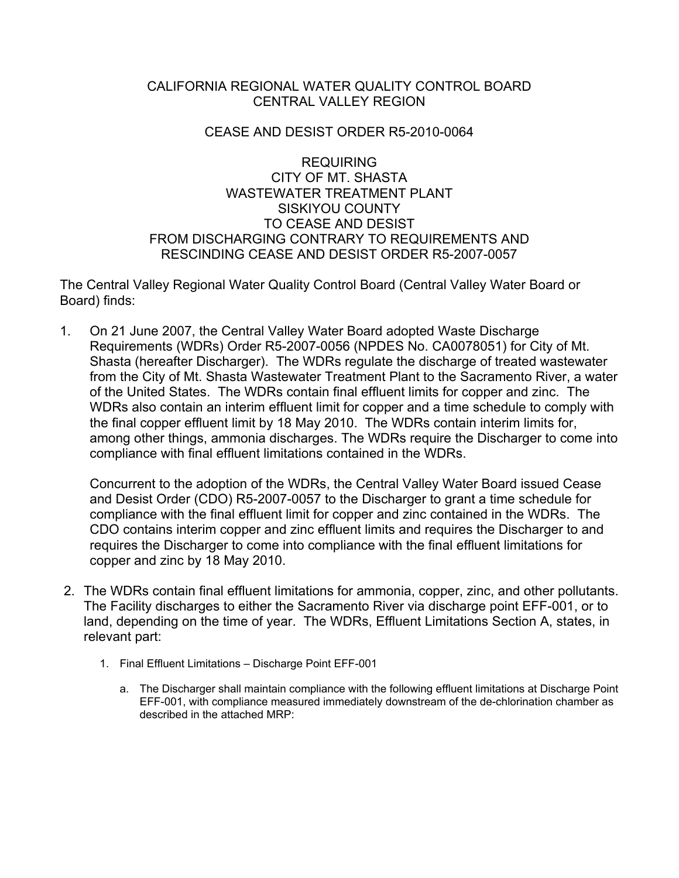CALIFORNIA REGIONAL WATER QUALITY CONTROL BOARD
CENTRAL VALLEY REGION

CEASE AND DESIST ORDER R5-2010-0064

REQUIRING
CITY OF MT. SHASTA
WASTEWATER TREATMENT PLANT
SISKIYOU COUNTY
TO CEASE AND DESIST
FROM DISCHARGING CONTRARY TO REQUIREMENTS AND
RESCINDING CEASE AND DESIST ORDER R5-2007-0057

The Central Valley Regional Water Quality Control Board (Central Valley Water Board or Board) finds:

1. On 21 June 2007, the Central Valley Water Board adopted Waste Discharge Requirements (WDRs) Order R5-2007-0056 (NPDES No. CA0078051) for City of Mt. Shasta (hereafter Discharger). The WDRs regulate the discharge of treated wastewater from the City of Mt. Shasta Wastewater Treatment Plant to the Sacramento River, a water of the United States. The WDRs contain final effluent limits for copper and zinc. The WDRs also contain an interim effluent limit for copper and a time schedule to comply with the final copper effluent limit by 18 May 2010. The WDRs contain interim limits for, among other things, ammonia discharges. The WDRs require the Discharger to come into compliance with final effluent limitations contained in the WDRs.

   Concurrent to the adoption of the WDRs, the Central Valley Water Board issued Cease and Desist Order (CDO) R5-2007-0057 to the Discharger to grant a time schedule for compliance with the final effluent limit for copper and zinc contained in the WDRs. The CDO contains interim copper and zinc effluent limits and requires the Discharger to and requires the Discharger to come into compliance with the final effluent limitations for copper and zinc by 18 May 2010.

2. The WDRs contain final effluent limitations for ammonia, copper, zinc, and other pollutants. The Facility discharges to either the Sacramento River via discharge point EFF-001, or to land, depending on the time of year. The WDRs, Effluent Limitations Section A, states, in relevant part:

   1. Final Effluent Limitations – Discharge Point EFF-001

      a. The Discharger shall maintain compliance with the following effluent limitations at Discharge Point EFF-001, with compliance measured immediately downstream of the de-chlorination chamber as described in the attached MRP: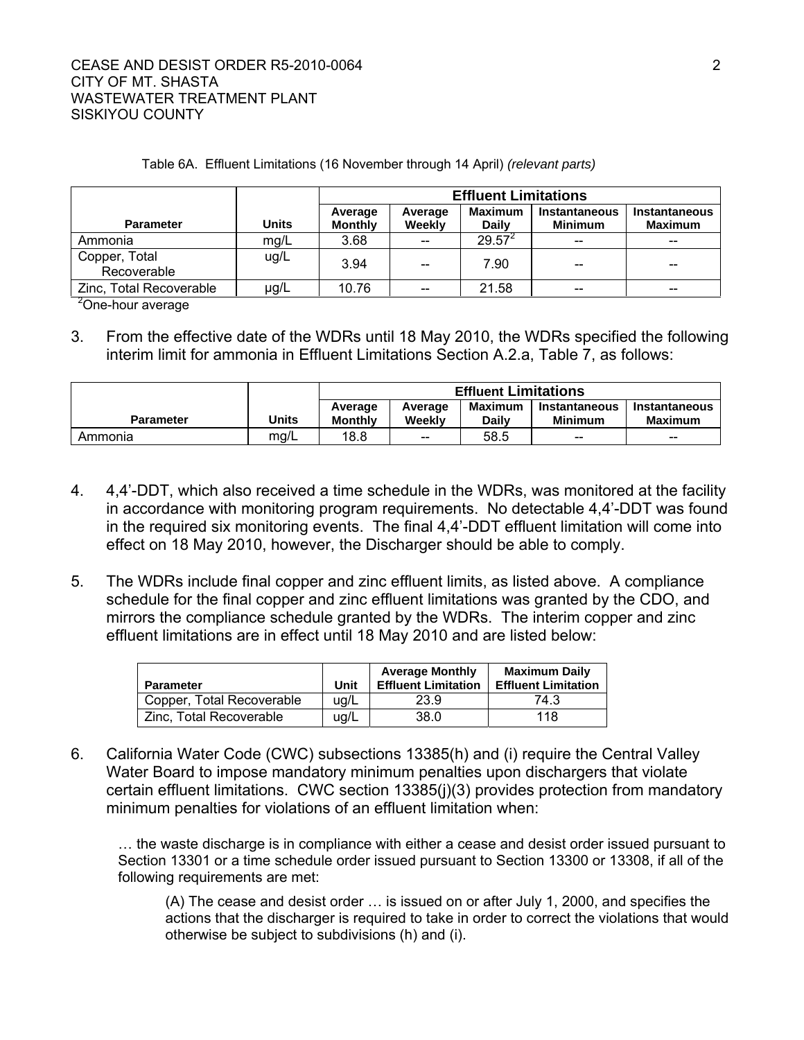Table 6A. Effluent Limitations (16 November through 14 April) *(relevant parts)*

| | | Effluent Limitations | | | | |
|---|---|---|---|---|---|---|
| **Parameter** | **Units** | **Average Monthly** | **Average Weekly** | **Maximum Daily** | **Instantaneous Minimum** | **Instantaneous Maximum** |
| Ammonia | mg/L | 3.68 | -- | 29.57[2] | -- | -- |
| Copper, Total Recoverable | ug/L | 3.94 | -- | 7.90 | -- | -- |
| Zinc, Total Recoverable | µg/L | 10.76 | -- | 21.58 | -- | -- |

[2]One-hour average

3. From the effective date of the WDRs until 18 May 2010, the WDRs specified the following interim limit for ammonia in Effluent Limitations Section A.2.a, Table 7, as follows:

| | | Effluent Limitations | | | | |
|---|---|---|---|---|---|---|
| **Parameter** | **Units** | **Average Monthly** | **Average Weekly** | **Maximum Daily** | **Instantaneous Minimum** | **Instantaneous Maximum** |
| Ammonia | mg/L | 18.8 | -- | 58.5 | -- | -- |

4. 4,4'-DDT, which also received a time schedule in the WDRs, was monitored at the facility in accordance with monitoring program requirements. No detectable 4,4'-DDT was found in the required six monitoring events. The final 4,4'-DDT effluent limitation will come into effect on 18 May 2010, however, the Discharger should be able to comply.

5. The WDRs include final copper and zinc effluent limits, as listed above. A compliance schedule for the final copper and zinc effluent limitations was granted by the CDO, and mirrors the compliance schedule granted by the WDRs. The interim copper and zinc effluent limitations are in effect until 18 May 2010 and are listed below:

| **Parameter** | **Unit** | **Average Monthly Effluent Limitation** | **Maximum Daily Effluent Limitation** |
|---|---|---|---|
| Copper, Total Recoverable | ug/L | 23.9 | 74.3 |
| Zinc, Total Recoverable | ug/L | 38.0 | 118 |

6. California Water Code (CWC) subsections 13385(h) and (i) require the Central Valley Water Board to impose mandatory minimum penalties upon dischargers that violate certain effluent limitations. CWC section 13385(j)(3) provides protection from mandatory minimum penalties for violations of an effluent limitation when:

> … the waste discharge is in compliance with either a cease and desist order issued pursuant to Section 13301 or a time schedule order issued pursuant to Section 13300 or 13308, if all of the following requirements are met:
>
> > (A) The cease and desist order … is issued on or after July 1, 2000, and specifies the actions that the discharger is required to take in order to correct the violations that would otherwise be subject to subdivisions (h) and (i).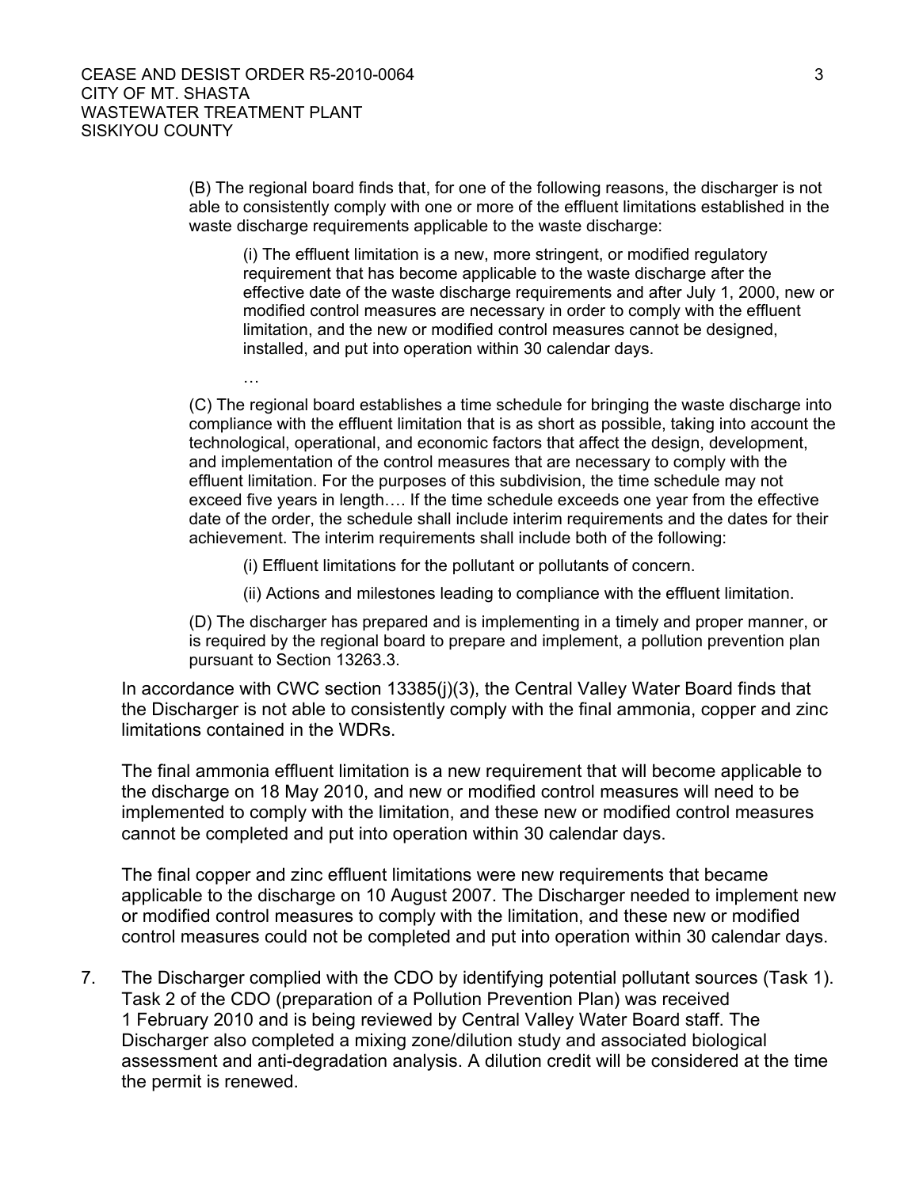(B) The regional board finds that, for one of the following reasons, the discharger is not able to consistently comply with one or more of the effluent limitations established in the waste discharge requirements applicable to the waste discharge:

> (i) The effluent limitation is a new, more stringent, or modified regulatory requirement that has become applicable to the waste discharge after the effective date of the waste discharge requirements and after July 1, 2000, new or modified control measures are necessary in order to comply with the effluent limitation, and the new or modified control measures cannot be designed, installed, and put into operation within 30 calendar days.
>
> …

(C) The regional board establishes a time schedule for bringing the waste discharge into compliance with the effluent limitation that is as short as possible, taking into account the technological, operational, and economic factors that affect the design, development, and implementation of the control measures that are necessary to comply with the effluent limitation. For the purposes of this subdivision, the time schedule may not exceed five years in length…. If the time schedule exceeds one year from the effective date of the order, the schedule shall include interim requirements and the dates for their achievement. The interim requirements shall include both of the following:

> (i) Effluent limitations for the pollutant or pollutants of concern.
>
> (ii) Actions and milestones leading to compliance with the effluent limitation.

(D) The discharger has prepared and is implementing in a timely and proper manner, or is required by the regional board to prepare and implement, a pollution prevention plan pursuant to Section 13263.3.

In accordance with CWC section 13385(j)(3), the Central Valley Water Board finds that the Discharger is not able to consistently comply with the final ammonia, copper and zinc limitations contained in the WDRs.

The final ammonia effluent limitation is a new requirement that will become applicable to the discharge on 18 May 2010, and new or modified control measures will need to be implemented to comply with the limitation, and these new or modified control measures cannot be completed and put into operation within 30 calendar days.

The final copper and zinc effluent limitations were new requirements that became applicable to the discharge on 10 August 2007. The Discharger needed to implement new or modified control measures to comply with the limitation, and these new or modified control measures could not be completed and put into operation within 30 calendar days.

7. The Discharger complied with the CDO by identifying potential pollutant sources (Task 1). Task 2 of the CDO (preparation of a Pollution Prevention Plan) was received 1 February 2010 and is being reviewed by Central Valley Water Board staff. The Discharger also completed a mixing zone/dilution study and associated biological assessment and anti-degradation analysis. A dilution credit will be considered at the time the permit is renewed.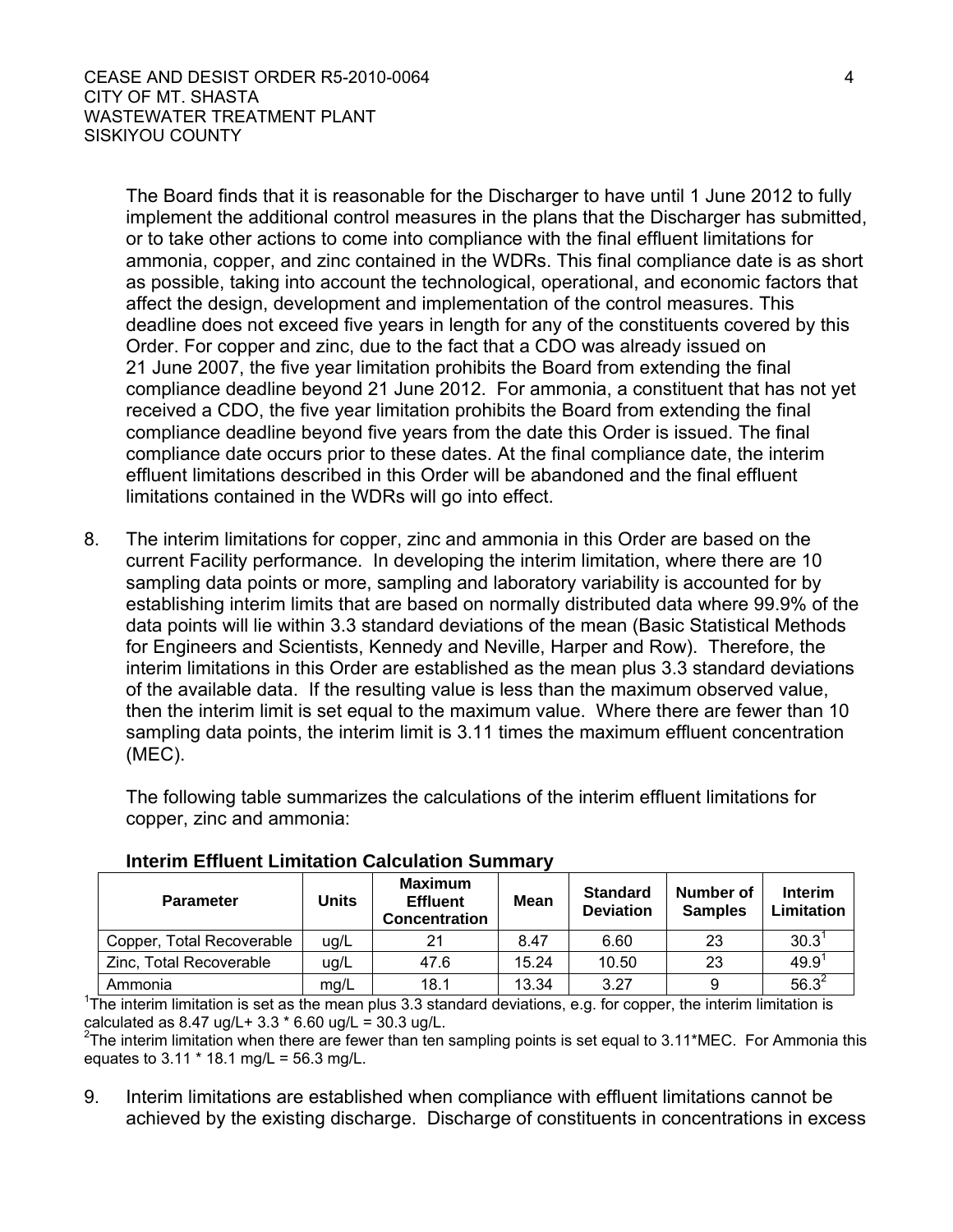The Board finds that it is reasonable for the Discharger to have until 1 June 2012 to fully implement the additional control measures in the plans that the Discharger has submitted, or to take other actions to come into compliance with the final effluent limitations for ammonia, copper, and zinc contained in the WDRs. This final compliance date is as short as possible, taking into account the technological, operational, and economic factors that affect the design, development and implementation of the control measures. This deadline does not exceed five years in length for any of the constituents covered by this Order. For copper and zinc, due to the fact that a CDO was already issued on 21 June 2007, the five year limitation prohibits the Board from extending the final compliance deadline beyond 21 June 2012. For ammonia, a constituent that has not yet received a CDO, the five year limitation prohibits the Board from extending the final compliance deadline beyond five years from the date this Order is issued. The final compliance date occurs prior to these dates. At the final compliance date, the interim effluent limitations described in this Order will be abandoned and the final effluent limitations contained in the WDRs will go into effect.

8. The interim limitations for copper, zinc and ammonia in this Order are based on the current Facility performance. In developing the interim limitation, where there are 10 sampling data points or more, sampling and laboratory variability is accounted for by establishing interim limits that are based on normally distributed data where 99.9% of the data points will lie within 3.3 standard deviations of the mean (Basic Statistical Methods for Engineers and Scientists, Kennedy and Neville, Harper and Row). Therefore, the interim limitations in this Order are established as the mean plus 3.3 standard deviations of the available data. If the resulting value is less than the maximum observed value, then the interim limit is set equal to the maximum value. Where there are fewer than 10 sampling data points, the interim limit is 3.11 times the maximum effluent concentration (MEC).

   The following table summarizes the calculations of the interim effluent limitations for copper, zinc and ammonia:

**Interim Effluent Limitation Calculation Summary**

| Parameter | Units | Maximum Effluent Concentration | Mean | Standard Deviation | Number of Samples | Interim Limitation |
|---|---|---|---|---|---|---|
| Copper, Total Recoverable | ug/L | 21 | 8.47 | 6.60 | 23 | 30.3[1] |
| Zinc, Total Recoverable | ug/L | 47.6 | 15.24 | 10.50 | 23 | 49.9[1] |
| Ammonia | mg/L | 18.1 | 13.34 | 3.27 | 9 | 56.3[2] |

[1]The interim limitation is set as the mean plus 3.3 standard deviations, e.g. for copper, the interim limitation is calculated as 8.47 ug/L+ 3.3 * 6.60 ug/L = 30.3 ug/L.

[2]The interim limitation when there are fewer than ten sampling points is set equal to 3.11*MEC. For Ammonia this equates to 3.11 * 18.1 mg/L = 56.3 mg/L.

9. Interim limitations are established when compliance with effluent limitations cannot be achieved by the existing discharge. Discharge of constituents in concentrations in excess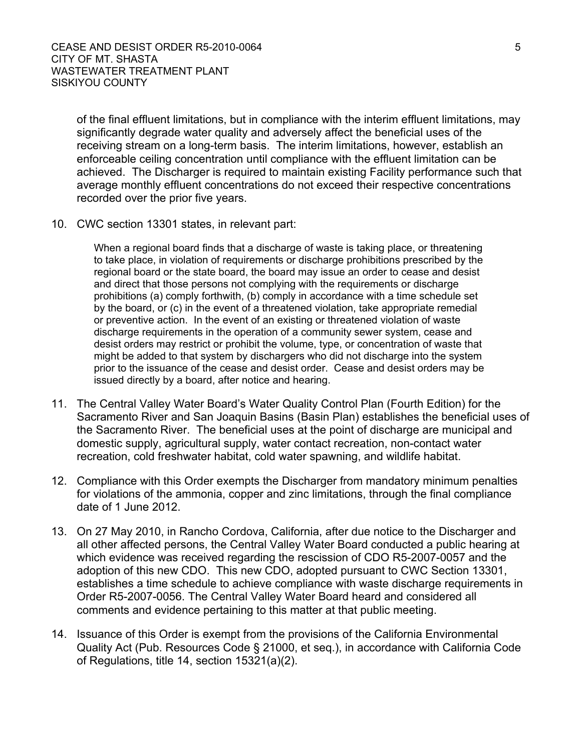of the final effluent limitations, but in compliance with the interim effluent limitations, may significantly degrade water quality and adversely affect the beneficial uses of the receiving stream on a long-term basis. The interim limitations, however, establish an enforceable ceiling concentration until compliance with the effluent limitation can be achieved. The Discharger is required to maintain existing Facility performance such that average monthly effluent concentrations do not exceed their respective concentrations recorded over the prior five years.

10. CWC section 13301 states, in relevant part:

    > When a regional board finds that a discharge of waste is taking place, or threatening to take place, in violation of requirements or discharge prohibitions prescribed by the regional board or the state board, the board may issue an order to cease and desist and direct that those persons not complying with the requirements or discharge prohibitions (a) comply forthwith, (b) comply in accordance with a time schedule set by the board, or (c) in the event of a threatened violation, take appropriate remedial or preventive action. In the event of an existing or threatened violation of waste discharge requirements in the operation of a community sewer system, cease and desist orders may restrict or prohibit the volume, type, or concentration of waste that might be added to that system by dischargers who did not discharge into the system prior to the issuance of the cease and desist order. Cease and desist orders may be issued directly by a board, after notice and hearing.

11. The Central Valley Water Board's Water Quality Control Plan (Fourth Edition) for the Sacramento River and San Joaquin Basins (Basin Plan) establishes the beneficial uses of the Sacramento River. The beneficial uses at the point of discharge are municipal and domestic supply, agricultural supply, water contact recreation, non-contact water recreation, cold freshwater habitat, cold water spawning, and wildlife habitat.

12. Compliance with this Order exempts the Discharger from mandatory minimum penalties for violations of the ammonia, copper and zinc limitations, through the final compliance date of 1 June 2012.

13. On 27 May 2010, in Rancho Cordova, California, after due notice to the Discharger and all other affected persons, the Central Valley Water Board conducted a public hearing at which evidence was received regarding the rescission of CDO R5-2007-0057 and the adoption of this new CDO. This new CDO, adopted pursuant to CWC Section 13301, establishes a time schedule to achieve compliance with waste discharge requirements in Order R5-2007-0056. The Central Valley Water Board heard and considered all comments and evidence pertaining to this matter at that public meeting.

14. Issuance of this Order is exempt from the provisions of the California Environmental Quality Act (Pub. Resources Code § 21000, et seq.), in accordance with California Code of Regulations, title 14, section 15321(a)(2).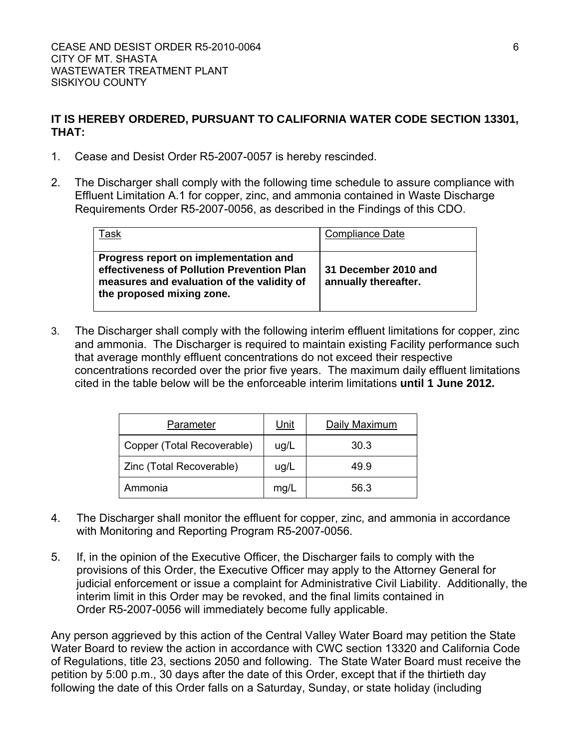**IT IS HEREBY ORDERED, PURSUANT TO CALIFORNIA WATER CODE SECTION 13301, THAT:**

1. Cease and Desist Order R5-2007-0057 is hereby rescinded.

2. The Discharger shall comply with the following time schedule to assure compliance with Effluent Limitation A.1 for copper, zinc, and ammonia contained in Waste Discharge Requirements Order R5-2007-0056, as described in the Findings of this CDO.

| Task | Compliance Date |
| --- | --- |
| **Progress report on implementation and effectiveness of Pollution Prevention Plan measures and evaluation of the validity of the proposed mixing zone.** | **31 December 2010 and annually thereafter.** |

3. The Discharger shall comply with the following interim effluent limitations for copper, zinc and ammonia. The Discharger is required to maintain existing Facility performance such that average monthly effluent concentrations do not exceed their respective concentrations recorded over the prior five years. The maximum daily effluent limitations cited in the table below will be the enforceable interim limitations **until 1 June 2012.**

| Parameter | Unit | Daily Maximum |
| --- | --- | --- |
| Copper (Total Recoverable) | ug/L | 30.3 |
| Zinc (Total Recoverable) | ug/L | 49.9 |
| Ammonia | mg/L | 56.3 |

4. The Discharger shall monitor the effluent for copper, zinc, and ammonia in accordance with Monitoring and Reporting Program R5-2007-0056.

5. If, in the opinion of the Executive Officer, the Discharger fails to comply with the provisions of this Order, the Executive Officer may apply to the Attorney General for judicial enforcement or issue a complaint for Administrative Civil Liability. Additionally, the interim limit in this Order may be revoked, and the final limits contained in Order R5-2007-0056 will immediately become fully applicable.

Any person aggrieved by this action of the Central Valley Water Board may petition the State Water Board to review the action in accordance with CWC section 13320 and California Code of Regulations, title 23, sections 2050 and following. The State Water Board must receive the petition by 5:00 p.m., 30 days after the date of this Order, except that if the thirtieth day following the date of this Order falls on a Saturday, Sunday, or state holiday (including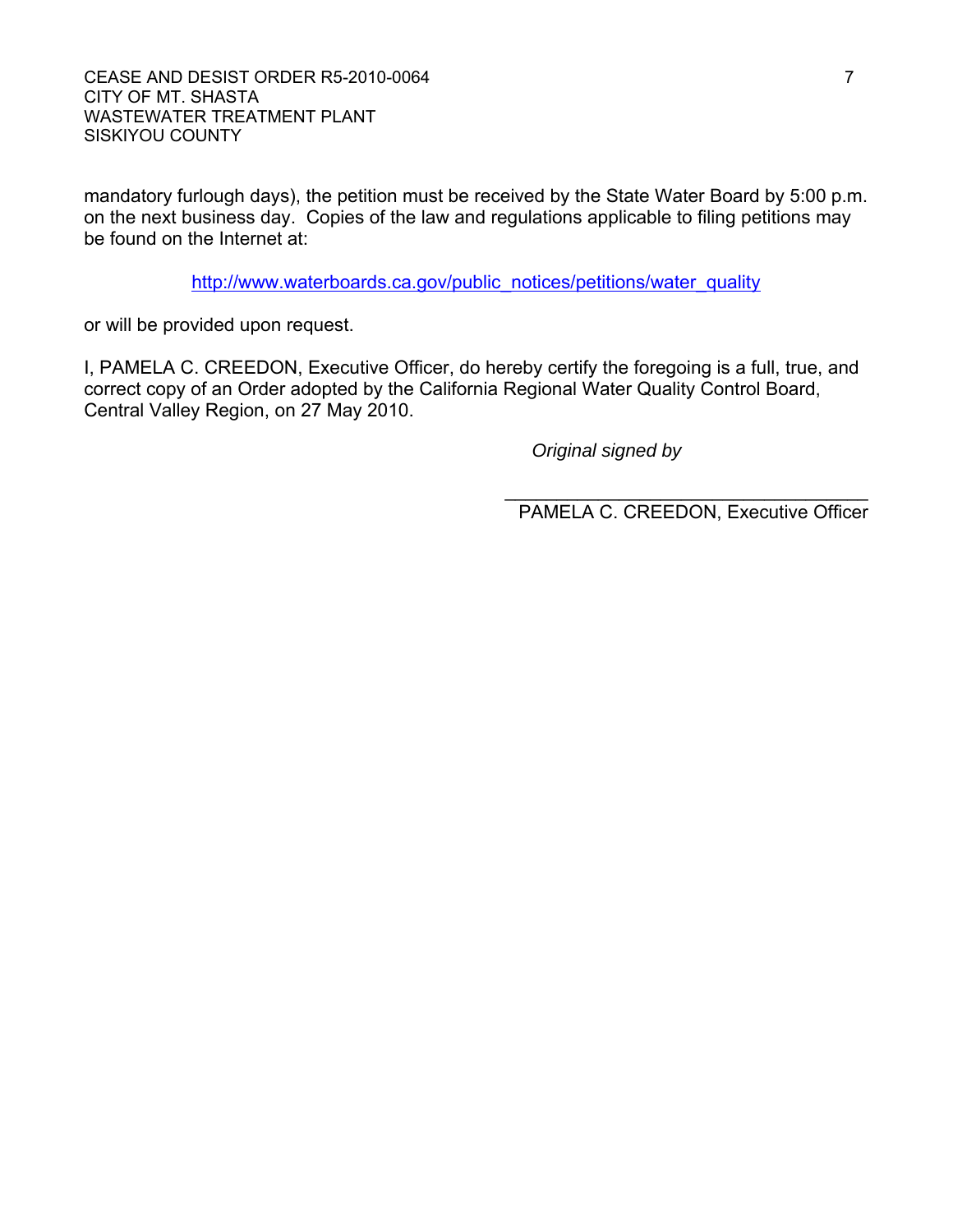mandatory furlough days), the petition must be received by the State Water Board by 5:00 p.m. on the next business day. Copies of the law and regulations applicable to filing petitions may be found on the Internet at:

http://www.waterboards.ca.gov/public_notices/petitions/water_quality

or will be provided upon request.

I, PAMELA C. CREEDON, Executive Officer, do hereby certify the foregoing is a full, true, and correct copy of an Order adopted by the California Regional Water Quality Control Board, Central Valley Region, on 27 May 2010.

*Original signed by*

\_\_\_\_\_\_\_\_\_\_\_\_\_\_\_\_\_\_\_\_\_\_\_\_\_\_\_\_\_\_\_\_\_\_\_\_

PAMELA C. CREEDON, Executive Officer